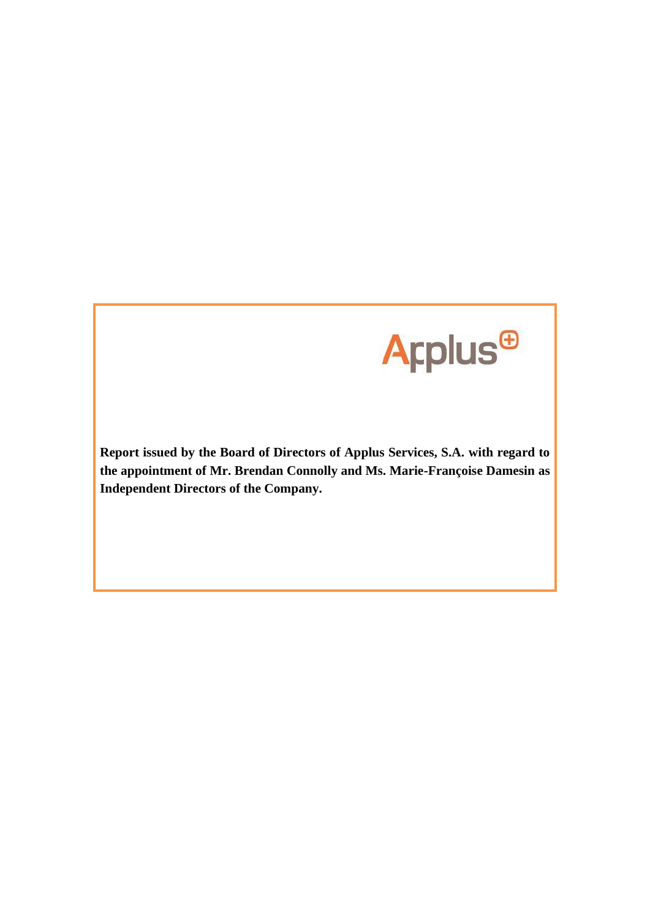Applus

**Report issued by the Board of Directors of Applus Services, S.A. with regard to the appointment of Mr. Brendan Connolly and Ms. Marie-Françoise Damesin as Independent Directors of the Company.**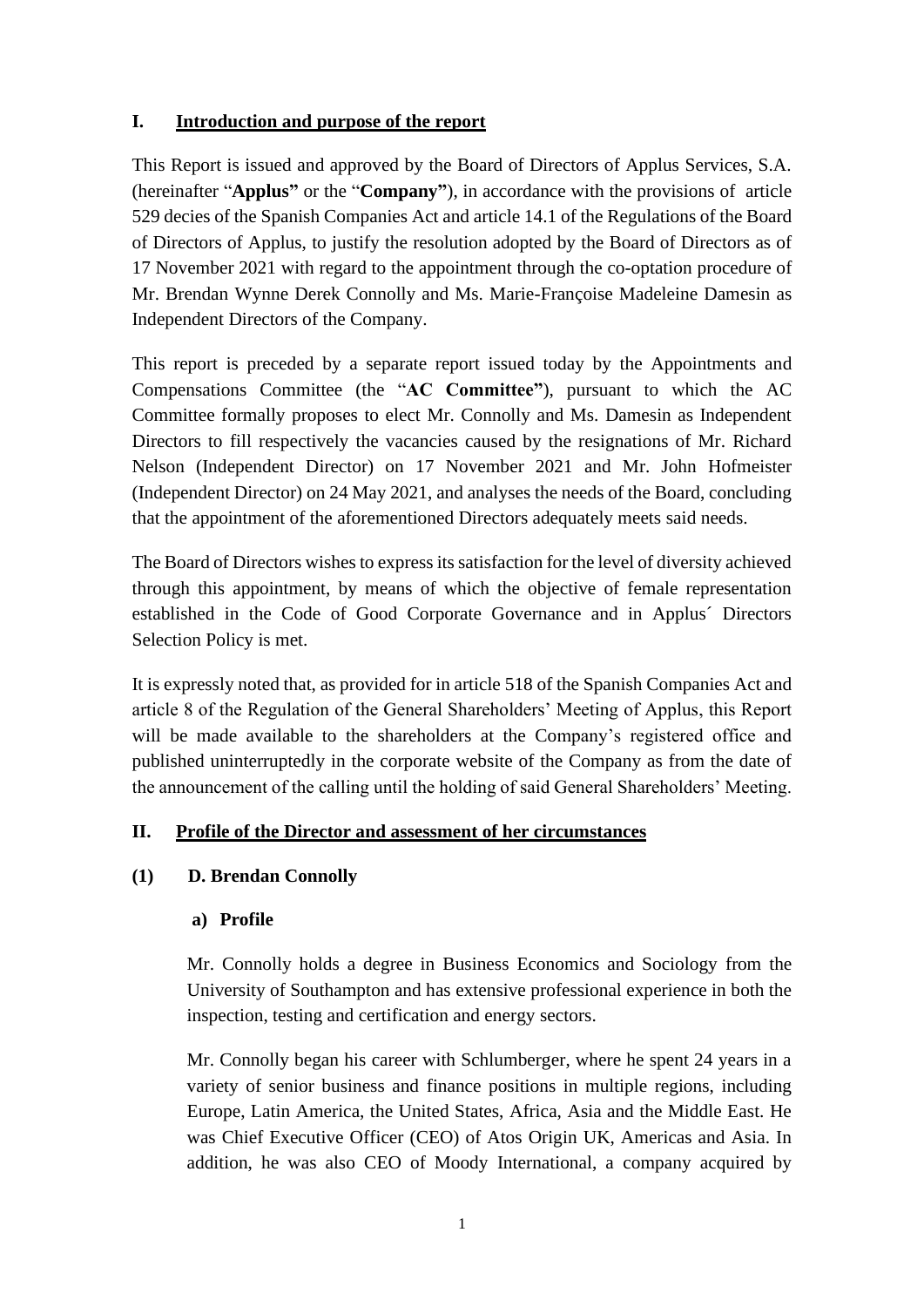## I. Introduction and purpose of the report

This Report is issued and approved by the Board of Directors of Applus Services, S.A. (hereinafter "**Applus**" or the "**Company**"), in accordance with the provisions of article 529 decies of the Spanish Companies Act and article 14.1 of the Regulations of the Board of Directors of Applus, to justify the resolution adopted by the Board of Directors as of 17 November 2021 with regard to the appointment through the co-optation procedure of Mr. Brendan Wynne Derek Connolly and Ms. Marie-Françoise Madeleine Damesin as Independent Directors of the Company.

This report is preceded by a separate report issued today by the Appointments and Compensations Committee (the "**AC Committee**"), pursuant to which the AC Committee formally proposes to elect Mr. Connolly and Ms. Damesin as Independent Directors to fill respectively the vacancies caused by the resignations of Mr. Richard Nelson (Independent Director) on 17 November 2021 and Mr. John Hofmeister (Independent Director) on 24 May 2021, and analyses the needs of the Board, concluding that the appointment of the aforementioned Directors adequately meets said needs.

The Board of Directors wishes to express its satisfaction for the level of diversity achieved through this appointment, by means of which the objective of female representation established in the Code of Good Corporate Governance and in Applus´ Directors Selection Policy is met.

It is expressly noted that, as provided for in article 518 of the Spanish Companies Act and article 8 of the Regulation of the General Shareholders' Meeting of Applus, this Report will be made available to the shareholders at the Company's registered office and published uninterruptedly in the corporate website of the Company as from the date of the announcement of the calling until the holding of said General Shareholders' Meeting.

## II. Profile of the Director and assessment of her circumstances

### (1) D. Brendan Connolly

#### a) Profile

Mr. Connolly holds a degree in Business Economics and Sociology from the University of Southampton and has extensive professional experience in both the inspection, testing and certification and energy sectors.

Mr. Connolly began his career with Schlumberger, where he spent 24 years in a variety of senior business and finance positions in multiple regions, including Europe, Latin America, the United States, Africa, Asia and the Middle East. He was Chief Executive Officer (CEO) of Atos Origin UK, Americas and Asia. In addition, he was also CEO of Moody International, a company acquired by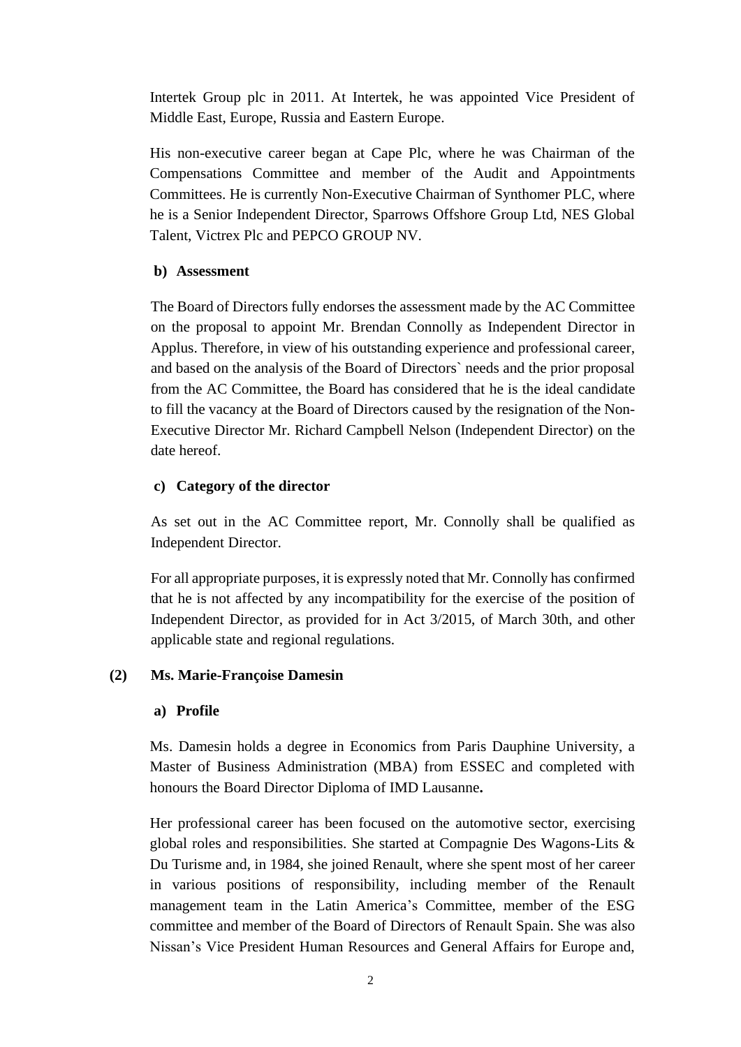Intertek Group plc in 2011. At Intertek, he was appointed Vice President of Middle East, Europe, Russia and Eastern Europe.

His non-executive career began at Cape Plc, where he was Chairman of the Compensations Committee and member of the Audit and Appointments Committees. He is currently Non-Executive Chairman of Synthomer PLC, where he is a Senior Independent Director, Sparrows Offshore Group Ltd, NES Global Talent, Victrex Plc and PEPCO GROUP NV.

**b) Assessment**

The Board of Directors fully endorses the assessment made by the AC Committee on the proposal to appoint Mr. Brendan Connolly as Independent Director in Applus. Therefore, in view of his outstanding experience and professional career, and based on the analysis of the Board of Directors` needs and the prior proposal from the AC Committee, the Board has considered that he is the ideal candidate to fill the vacancy at the Board of Directors caused by the resignation of the Non-Executive Director Mr. Richard Campbell Nelson (Independent Director) on the date hereof.

**c) Category of the director**

As set out in the AC Committee report, Mr. Connolly shall be qualified as Independent Director.

For all appropriate purposes, it is expressly noted that Mr. Connolly has confirmed that he is not affected by any incompatibility for the exercise of the position of Independent Director, as provided for in Act 3/2015, of March 30th, and other applicable state and regional regulations.

**(2) Ms. Marie-Françoise Damesin**

**a) Profile**

Ms. Damesin holds a degree in Economics from Paris Dauphine University, a Master of Business Administration (MBA) from ESSEC and completed with honours the Board Director Diploma of IMD Lausanne**.**

Her professional career has been focused on the automotive sector, exercising global roles and responsibilities. She started at Compagnie Des Wagons-Lits & Du Turisme and, in 1984, she joined Renault, where she spent most of her career in various positions of responsibility, including member of the Renault management team in the Latin America's Committee, member of the ESG committee and member of the Board of Directors of Renault Spain. She was also Nissan's Vice President Human Resources and General Affairs for Europe and,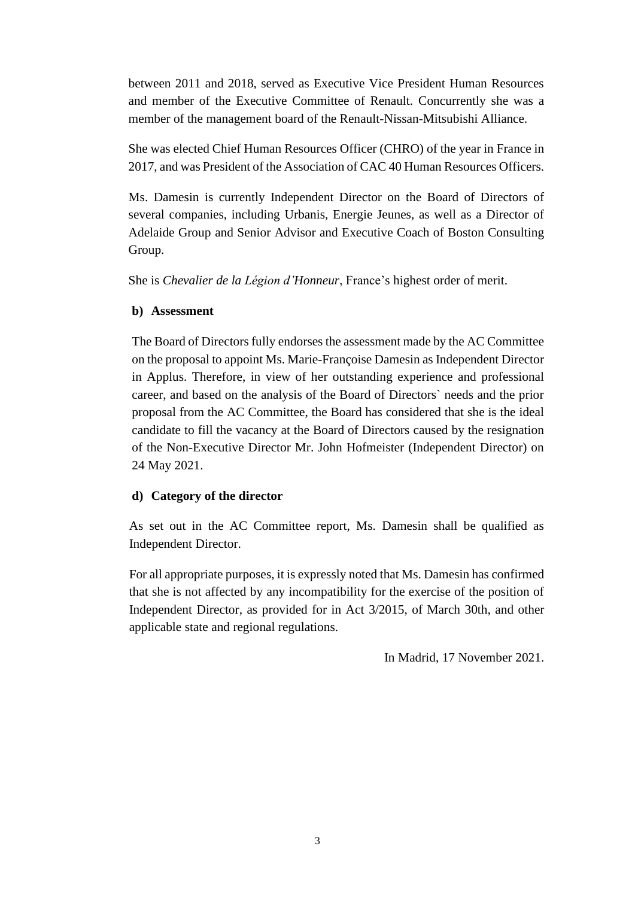between 2011 and 2018, served as Executive Vice President Human Resources and member of the Executive Committee of Renault. Concurrently she was a member of the management board of the Renault-Nissan-Mitsubishi Alliance.

She was elected Chief Human Resources Officer (CHRO) of the year in France in 2017, and was President of the Association of CAC 40 Human Resources Officers.

Ms. Damesin is currently Independent Director on the Board of Directors of several companies, including Urbanis, Energie Jeunes, as well as a Director of Adelaide Group and Senior Advisor and Executive Coach of Boston Consulting Group.

She is *Chevalier de la Légion d'Honneur*, France's highest order of merit.

**b) Assessment**

The Board of Directors fully endorses the assessment made by the AC Committee on the proposal to appoint Ms. Marie-Françoise Damesin as Independent Director in Applus. Therefore, in view of her outstanding experience and professional career, and based on the analysis of the Board of Directors` needs and the prior proposal from the AC Committee, the Board has considered that she is the ideal candidate to fill the vacancy at the Board of Directors caused by the resignation of the Non-Executive Director Mr. John Hofmeister (Independent Director) on 24 May 2021.

**d) Category of the director**

As set out in the AC Committee report, Ms. Damesin shall be qualified as Independent Director.

For all appropriate purposes, it is expressly noted that Ms. Damesin has confirmed that she is not affected by any incompatibility for the exercise of the position of Independent Director, as provided for in Act 3/2015, of March 30th, and other applicable state and regional regulations.

In Madrid, 17 November 2021.